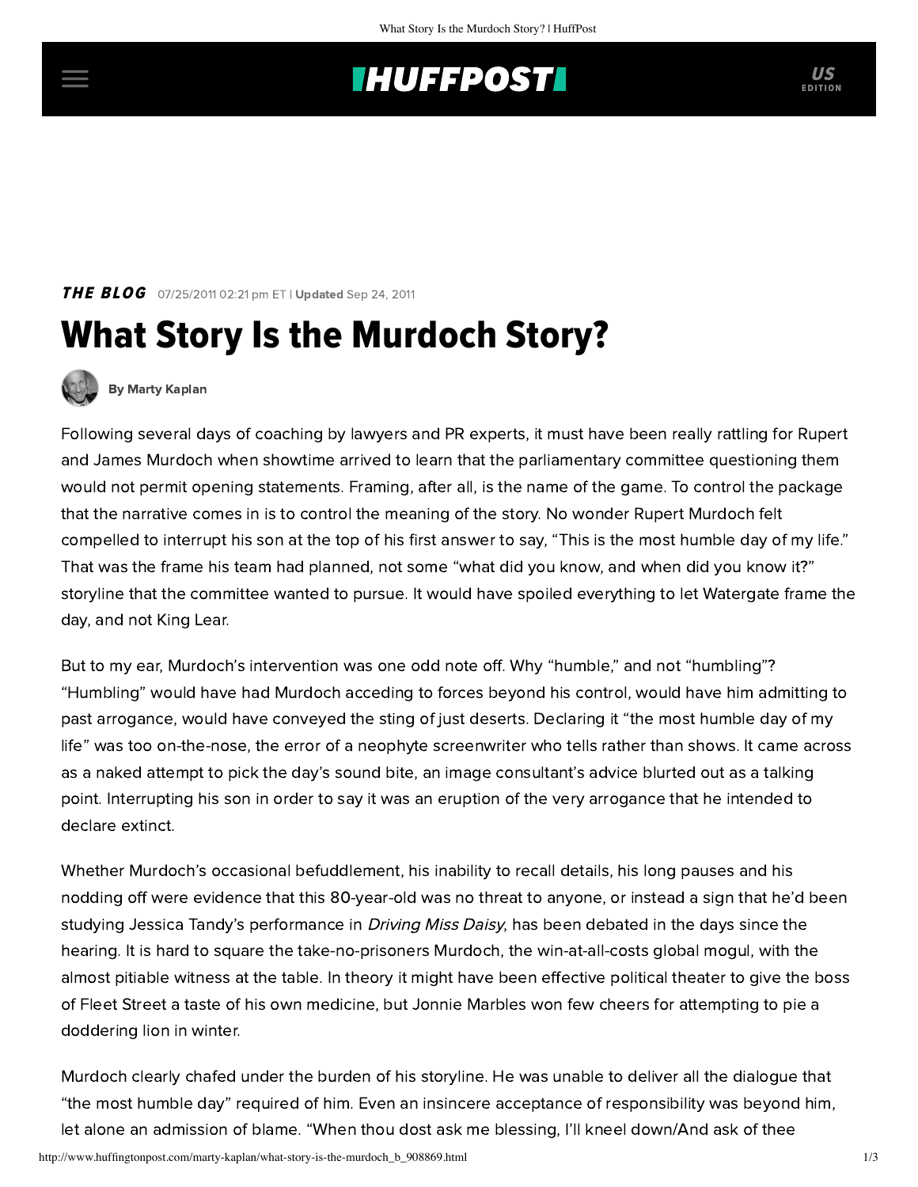**THE BLOG** 07/25/2011 02:21 pm ET | **Updated** Sep 24, 2011

# What Story Is the Murdoch Story?

By Marty Kaplan

Following several days of coaching by lawyers and PR experts, it must have been really rattling for Rupert and James Murdoch when showtime arrived to learn that the parliamentary committee questioning them would not permit opening statements. Framing, after all, is the name of the game. To control the package that the narrative comes in is to control the meaning of the story. No wonder Rupert Murdoch felt compelled to interrupt his son at the top of his first answer to say, "This is the most humble day of my life." That was the frame his team had planned, not some "what did you know, and when did you know it?" storyline that the committee wanted to pursue. It would have spoiled everything to let Watergate frame the day, and not King Lear.

But to my ear, Murdoch's intervention was one odd note off. Why "humble," and not "humbling"? "Humbling" would have had Murdoch acceding to forces beyond his control, would have him admitting to past arrogance, would have conveyed the sting of just deserts. Declaring it "the most humble day of my life" was too on-the-nose, the error of a neophyte screenwriter who tells rather than shows. It came across as a naked attempt to pick the day's sound bite, an image consultant's advice blurted out as a talking point. Interrupting his son in order to say it was an eruption of the very arrogance that he intended to declare extinct.

Whether Murdoch's occasional befuddlement, his inability to recall details, his long pauses and his nodding off were evidence that this 80-year-old was no threat to anyone, or instead a sign that he'd been studying Jessica Tandy's performance in *Driving Miss Daisy*, has been debated in the days since the hearing. It is hard to square the take-no-prisoners Murdoch, the win-at-all-costs global mogul, with the almost pitiable witness at the table. In theory it might have been effective political theater to give the boss of Fleet Street a taste of his own medicine, but Jonnie Marbles won few cheers for attempting to pie a doddering lion in winter.

Murdoch clearly chafed under the burden of his storyline. He was unable to deliver all the dialogue that "the most humble day" required of him. Even an insincere acceptance of responsibility was beyond him, let alone an admission of blame. "When thou dost ask me blessing, I'll kneel down/And ask of thee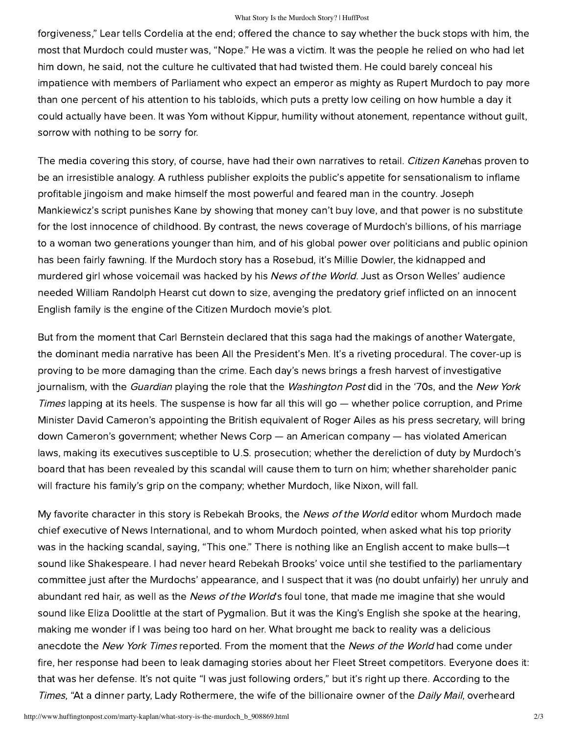forgiveness," Lear tells Cordelia at the end; offered the chance to say whether the buck stops with him, the most that Murdoch could muster was, "Nope." He was a victim. It was the people he relied on who had let him down, he said, not the culture he cultivated that had twisted them. He could barely conceal his impatience with members of Parliament who expect an emperor as mighty as Rupert Murdoch to pay more than one percent of his attention to his tabloids, which puts a pretty low ceiling on how humble a day it could actually have been. It was Yom without Kippur, humility without atonement, repentance without guilt, sorrow with nothing to be sorry for.

The media covering this story, of course, have had their own narratives to retail. *Citizen Kane*has proven to be an irresistible analogy. A ruthless publisher exploits the public's appetite for sensationalism to inflame profitable jingoism and make himself the most powerful and feared man in the country. Joseph Mankiewicz's script punishes Kane by showing that money can't buy love, and that power is no substitute for the lost innocence of childhood. By contrast, the news coverage of Murdoch's billions, of his marriage to a woman two generations younger than him, and of his global power over politicians and public opinion has been fairly fawning. If the Murdoch story has a Rosebud, it's Millie Dowler, the kidnapped and murdered girl whose voicemail was hacked by his *News of the World*. Just as Orson Welles' audience needed William Randolph Hearst cut down to size, avenging the predatory grief inflicted on an innocent English family is the engine of the Citizen Murdoch movie's plot.

But from the moment that Carl Bernstein declared that this saga had the makings of another Watergate, the dominant media narrative has been All the President's Men. It's a riveting procedural. The cover-up is proving to be more damaging than the crime. Each day's news brings a fresh harvest of investigative journalism, with the *Guardian* playing the role that the *Washington Post* did in the '70s, and the *New York Times* lapping at its heels. The suspense is how far all this will go — whether police corruption, and Prime Minister David Cameron's appointing the British equivalent of Roger Ailes as his press secretary, will bring down Cameron's government; whether News Corp — an American company — has violated American laws, making its executives susceptible to U.S. prosecution; whether the dereliction of duty by Murdoch's board that has been revealed by this scandal will cause them to turn on him; whether shareholder panic will fracture his family's grip on the company; whether Murdoch, like Nixon, will fall.

My favorite character in this story is Rebekah Brooks, the *News of the World* editor whom Murdoch made chief executive of News International, and to whom Murdoch pointed, when asked what his top priority was in the hacking scandal, saying, "This one." There is nothing like an English accent to make bulls—t sound like Shakespeare. I had never heard Rebekah Brooks' voice until she testified to the parliamentary committee just after the Murdochs' appearance, and I suspect that it was (no doubt unfairly) her unruly and abundant red hair, as well as the *News of the World*'s foul tone, that made me imagine that she would sound like Eliza Doolittle at the start of Pygmalion. But it was the King's English she spoke at the hearing, making me wonder if I was being too hard on her. What brought me back to reality was a delicious anecdote the *New York Times* reported. From the moment that the *News of the World* had come under fire, her response had been to leak damaging stories about her Fleet Street competitors. Everyone does it: that was her defense. It's not quite "I was just following orders," but it's right up there. According to the *Times*, "At a dinner party, Lady Rothermere, the wife of the billionaire owner of the *Daily Mail*, overheard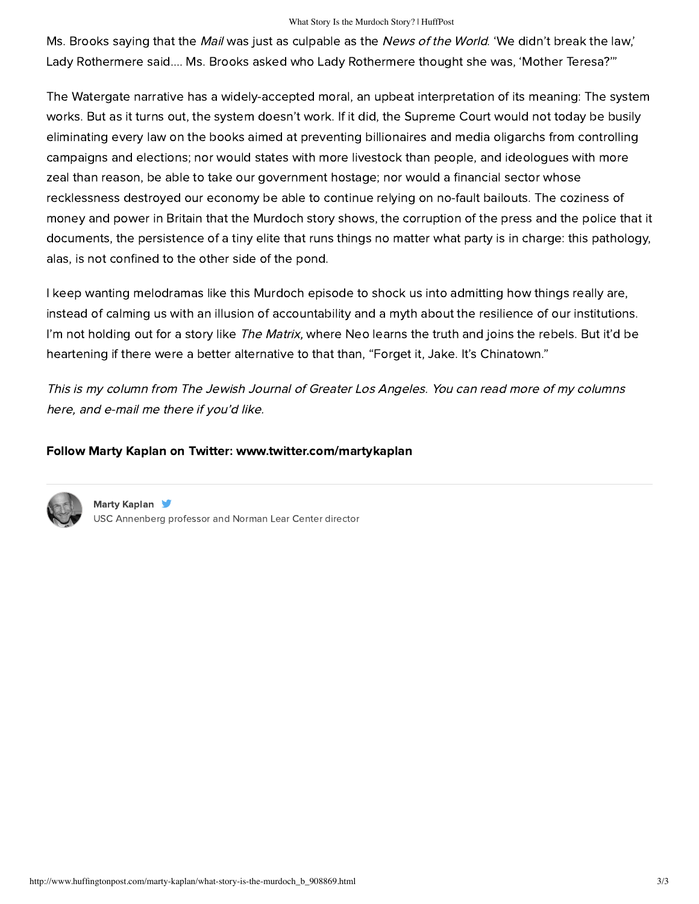Ms. Brooks saying that the *Mail* was just as culpable as the *News of the World*. 'We didn't break the law,' Lady Rothermere said.... Ms. Brooks asked who Lady Rothermere thought she was, 'Mother Teresa?'"

The Watergate narrative has a widely-accepted moral, an upbeat interpretation of its meaning: The system works. But as it turns out, the system doesn't work. If it did, the Supreme Court would not today be busily eliminating every law on the books aimed at preventing billionaires and media oligarchs from controlling campaigns and elections; nor would states with more livestock than people, and ideologues with more zeal than reason, be able to take our government hostage; nor would a financial sector whose recklessness destroyed our economy be able to continue relying on no-fault bailouts. The coziness of money and power in Britain that the Murdoch story shows, the corruption of the press and the police that it documents, the persistence of a tiny elite that runs things no matter what party is in charge: this pathology, alas, is not confined to the other side of the pond.

I keep wanting melodramas like this Murdoch episode to shock us into admitting how things really are, instead of calming us with an illusion of accountability and a myth about the resilience of our institutions. I'm not holding out for a story like *The Matrix,* where Neo learns the truth and joins the rebels. But it'd be heartening if there were a better alternative to that than, "Forget it, Jake. It's Chinatown."

*This is my column from The Jewish Journal of Greater Los Angeles. You can read more of my columns here, and e-mail me there if you'd like.*

**Follow Marty Kaplan on Twitter: www.twitter.com/martykaplan**

---

**Marty Kaplan**
USC Annenberg professor and Norman Lear Center director